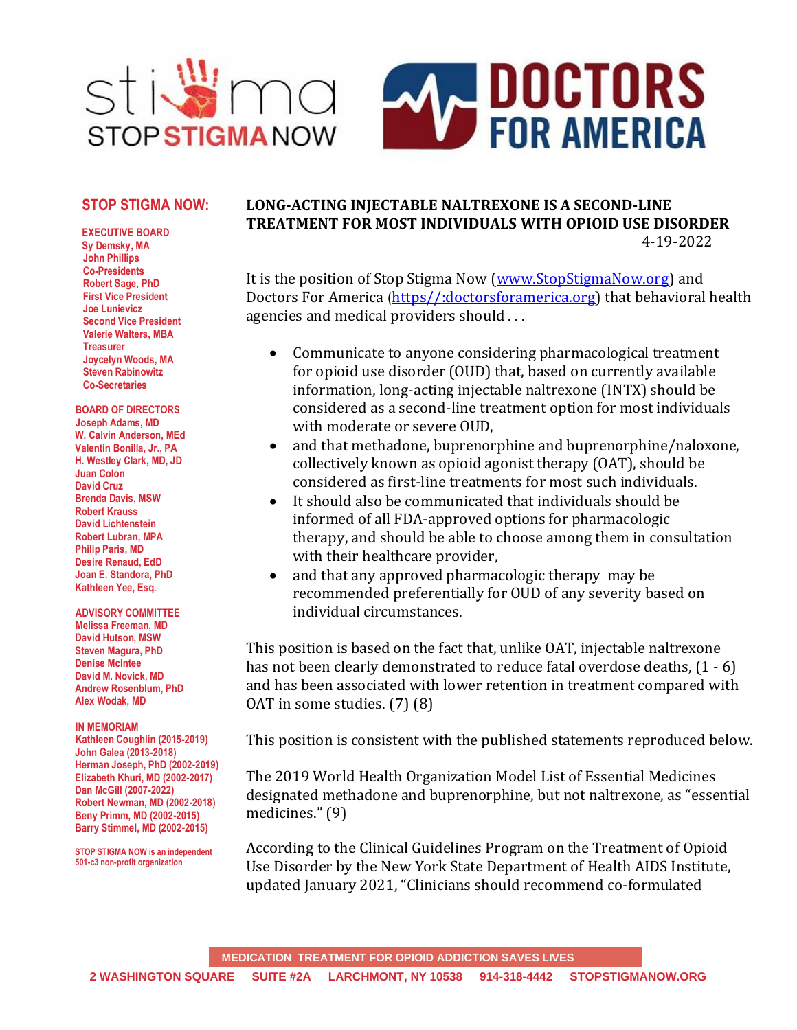STOP STIGMA NOW

DOCTORS FOR AMERICA

**STOP STIGMA NOW:**

**EXECUTIVE BOARD**
Sy Demsky, MA
John Phillips
Co-Presidents
Robert Sage, PhD
First Vice President
Joe Lunievicz
Second Vice President
Valerie Walters, MBA
Treasurer
Joycelyn Woods, MA
Steven Rabinowitz
Co-Secretaries

**BOARD OF DIRECTORS**
Joseph Adams, MD
W. Calvin Anderson, MEd
Valentin Bonilla, Jr., PA
H. Westley Clark, MD, JD
Juan Colon
David Cruz
Brenda Davis, MSW
Robert Krauss
David Lichtenstein
Robert Lubran, MPA
Philip Paris, MD
Desire Renaud, EdD
Joan E. Standora, PhD
Kathleen Yee, Esq.

**ADVISORY COMMITTEE**
Melissa Freeman, MD
David Hutson, MSW
Steven Magura, PhD
Denise McIntee
David M. Novick, MD
Andrew Rosenblum, PhD
Alex Wodak, MD

**IN MEMORIAM**
Kathleen Coughlin (2015-2019)
John Galea (2013-2018)
Herman Joseph, PhD (2002-2019)
Elizabeth Khuri, MD (2002-2017)
Dan McGill (2007-2022)
Robert Newman, MD (2002-2018)
Beny Primm, MD (2002-2015)
Barry Stimmel, MD (2002-2015)

STOP STIGMA NOW is an independent 501-c3 non-profit organization

# LONG-ACTING INJECTABLE NALTREXONE IS A SECOND-LINE TREATMENT FOR MOST INDIVIDUALS WITH OPIOID USE DISORDER

4-19-2022

It is the position of Stop Stigma Now (www.StopStigmaNow.org) and Doctors For America (https//:doctorsforamerica.org) that behavioral health agencies and medical providers should . . .

- Communicate to anyone considering pharmacological treatment for opioid use disorder (OUD) that, based on currently available information, long-acting injectable naltrexone (INTX) should be considered as a second-line treatment option for most individuals with moderate or severe OUD,
- and that methadone, buprenorphine and buprenorphine/naloxone, collectively known as opioid agonist therapy (OAT), should be considered as first-line treatments for most such individuals.
- It should also be communicated that individuals should be informed of all FDA-approved options for pharmacologic therapy, and should be able to choose among them in consultation with their healthcare provider,
- and that any approved pharmacologic therapy may be recommended preferentially for OUD of any severity based on individual circumstances.

This position is based on the fact that, unlike OAT, injectable naltrexone has not been clearly demonstrated to reduce fatal overdose deaths, (1 - 6) and has been associated with lower retention in treatment compared with OAT in some studies. (7) (8)

This position is consistent with the published statements reproduced below.

The 2019 World Health Organization Model List of Essential Medicines designated methadone and buprenorphine, but not naltrexone, as "essential medicines." (9)

According to the Clinical Guidelines Program on the Treatment of Opioid Use Disorder by the New York State Department of Health AIDS Institute, updated January 2021, "Clinicians should recommend co-formulated

MEDICATION TREATMENT FOR OPIOID ADDICTION SAVES LIVES

2 WASHINGTON SQUARE SUITE #2A LARCHMONT, NY 10538 914-318-4442 STOPSTIGMANOW.ORG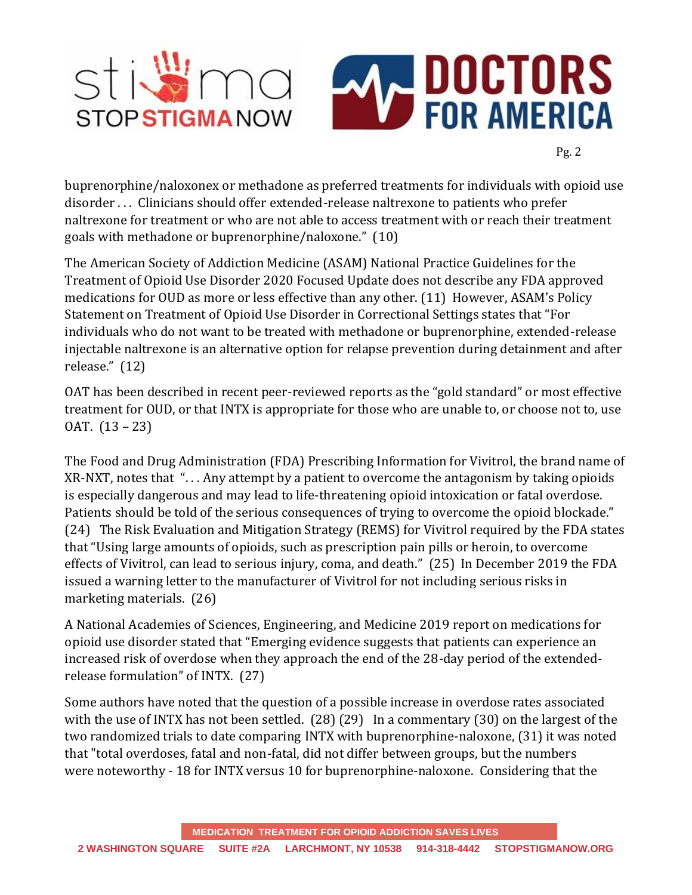buprenorphine/naloxonex or methadone as preferred treatments for individuals with opioid use disorder . . . Clinicians should offer extended-release naltrexone to patients who prefer naltrexone for treatment or who are not able to access treatment with or reach their treatment goals with methadone or buprenorphine/naloxone." (10)

The American Society of Addiction Medicine (ASAM) National Practice Guidelines for the Treatment of Opioid Use Disorder 2020 Focused Update does not describe any FDA approved medications for OUD as more or less effective than any other. (11) However, ASAM's Policy Statement on Treatment of Opioid Use Disorder in Correctional Settings states that "For individuals who do not want to be treated with methadone or buprenorphine, extended-release injectable naltrexone is an alternative option for relapse prevention during detainment and after release." (12)

OAT has been described in recent peer-reviewed reports as the "gold standard" or most effective treatment for OUD, or that INTX is appropriate for those who are unable to, or choose not to, use OAT. (13 – 23)

The Food and Drug Administration (FDA) Prescribing Information for Vivitrol, the brand name of XR-NXT, notes that "... Any attempt by a patient to overcome the antagonism by taking opioids is especially dangerous and may lead to life-threatening opioid intoxication or fatal overdose. Patients should be told of the serious consequences of trying to overcome the opioid blockade." (24) The Risk Evaluation and Mitigation Strategy (REMS) for Vivitrol required by the FDA states that "Using large amounts of opioids, such as prescription pain pills or heroin, to overcome effects of Vivitrol, can lead to serious injury, coma, and death." (25) In December 2019 the FDA issued a warning letter to the manufacturer of Vivitrol for not including serious risks in marketing materials. (26)

A National Academies of Sciences, Engineering, and Medicine 2019 report on medications for opioid use disorder stated that "Emerging evidence suggests that patients can experience an increased risk of overdose when they approach the end of the 28-day period of the extended-release formulation" of INTX. (27)

Some authors have noted that the question of a possible increase in overdose rates associated with the use of INTX has not been settled. (28) (29) In a commentary (30) on the largest of the two randomized trials to date comparing INTX with buprenorphine-naloxone, (31) it was noted that "total overdoses, fatal and non-fatal, did not differ between groups, but the numbers were noteworthy - 18 for INTX versus 10 for buprenorphine-naloxone. Considering that the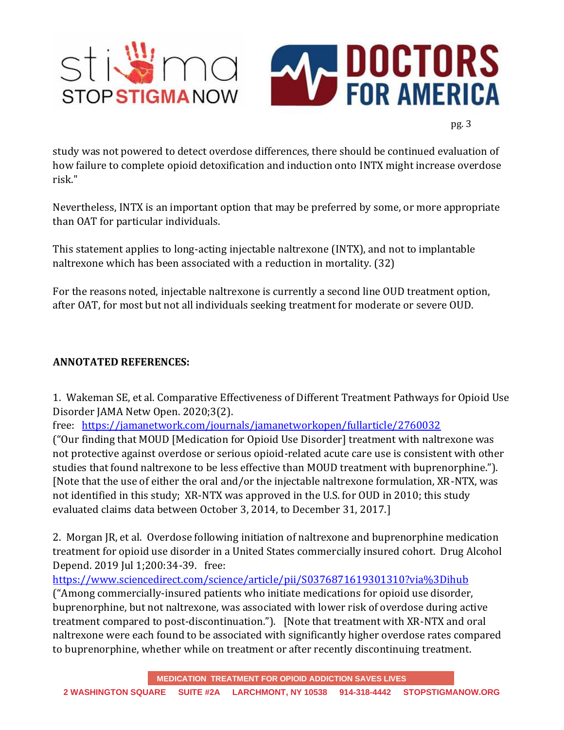study was not powered to detect overdose differences, there should be continued evaluation of how failure to complete opioid detoxification and induction onto INTX might increase overdose risk."

Nevertheless, INTX is an important option that may be preferred by some, or more appropriate than OAT for particular individuals.

This statement applies to long-acting injectable naltrexone (INTX), and not to implantable naltrexone which has been associated with a reduction in mortality. (32)

For the reasons noted, injectable naltrexone is currently a second line OUD treatment option, after OAT, for most but not all individuals seeking treatment for moderate or severe OUD.

**ANNOTATED REFERENCES:**

1. Wakeman SE, et al. Comparative Effectiveness of Different Treatment Pathways for Opioid Use Disorder JAMA Netw Open. 2020;3(2).
free: https://jamanetwork.com/journals/jamanetworkopen/fullarticle/2760032
("Our finding that MOUD [Medication for Opioid Use Disorder] treatment with naltrexone was not protective against overdose or serious opioid-related acute care use is consistent with other studies that found naltrexone to be less effective than MOUD treatment with buprenorphine."). [Note that the use of either the oral and/or the injectable naltrexone formulation, XR-NTX, was not identified in this study; XR-NTX was approved in the U.S. for OUD in 2010; this study evaluated claims data between October 3, 2014, to December 31, 2017.]

2. Morgan JR, et al. Overdose following initiation of naltrexone and buprenorphine medication treatment for opioid use disorder in a United States commercially insured cohort. Drug Alcohol Depend. 2019 Jul 1;200:34-39. free:
https://www.sciencedirect.com/science/article/pii/S0376871619301310?via%3Dihub
("Among commercially-insured patients who initiate medications for opioid use disorder, buprenorphine, but not naltrexone, was associated with lower risk of overdose during active treatment compared to post-discontinuation."). [Note that treatment with XR-NTX and oral naltrexone were each found to be associated with significantly higher overdose rates compared to buprenorphine, whether while on treatment or after recently discontinuing treatment.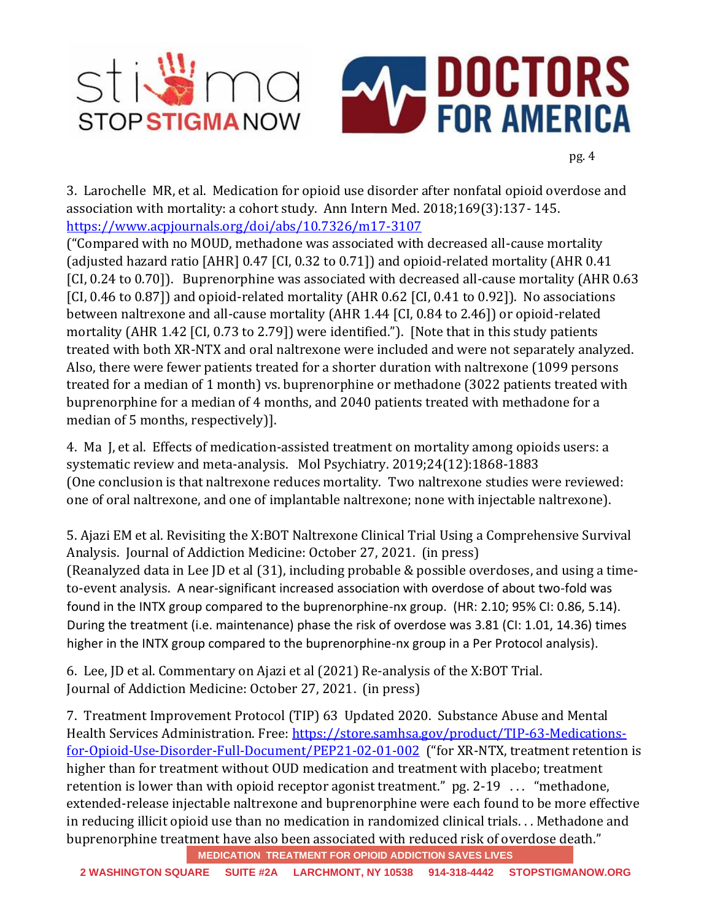3. Larochelle MR, et al. Medication for opioid use disorder after nonfatal opioid overdose and association with mortality: a cohort study. Ann Intern Med. 2018;169(3):137- 145. https://www.acpjournals.org/doi/abs/10.7326/m17-3107
("Compared with no MOUD, methadone was associated with decreased all-cause mortality (adjusted hazard ratio [AHR] 0.47 [CI, 0.32 to 0.71]) and opioid-related mortality (AHR 0.41 [CI, 0.24 to 0.70]). Buprenorphine was associated with decreased all-cause mortality (AHR 0.63 [CI, 0.46 to 0.87]) and opioid-related mortality (AHR 0.62 [CI, 0.41 to 0.92]). No associations between naltrexone and all-cause mortality (AHR 1.44 [CI, 0.84 to 2.46]) or opioid-related mortality (AHR 1.42 [CI, 0.73 to 2.79]) were identified."). [Note that in this study patients treated with both XR-NTX and oral naltrexone were included and were not separately analyzed. Also, there were fewer patients treated for a shorter duration with naltrexone (1099 persons treated for a median of 1 month) vs. buprenorphine or methadone (3022 patients treated with buprenorphine for a median of 4 months, and 2040 patients treated with methadone for a median of 5 months, respectively)].

4. Ma J, et al. Effects of medication-assisted treatment on mortality among opioids users: a systematic review and meta-analysis. Mol Psychiatry. 2019;24(12):1868-1883
(One conclusion is that naltrexone reduces mortality. Two naltrexone studies were reviewed: one of oral naltrexone, and one of implantable naltrexone; none with injectable naltrexone).

5. Ajazi EM et al. Revisiting the X:BOT Naltrexone Clinical Trial Using a Comprehensive Survival Analysis. Journal of Addiction Medicine: October 27, 2021. (in press)
(Reanalyzed data in Lee JD et al (31), including probable & possible overdoses, and using a time-to-event analysis. A near-significant increased association with overdose of about two-fold was found in the INTX group compared to the buprenorphine-nx group. (HR: 2.10; 95% CI: 0.86, 5.14). During the treatment (i.e. maintenance) phase the risk of overdose was 3.81 (CI: 1.01, 14.36) times higher in the INTX group compared to the buprenorphine-nx group in a Per Protocol analysis).

6. Lee, JD et al. Commentary on Ajazi et al (2021) Re-analysis of the X:BOT Trial. Journal of Addiction Medicine: October 27, 2021. (in press)

7. Treatment Improvement Protocol (TIP) 63 Updated 2020. Substance Abuse and Mental Health Services Administration. Free: https://store.samhsa.gov/product/TIP-63-Medications-for-Opioid-Use-Disorder-Full-Document/PEP21-02-01-002 ("for XR-NTX, treatment retention is higher than for treatment without OUD medication and treatment with placebo; treatment retention is lower than with opioid receptor agonist treatment." pg. 2-19 … "methadone, extended-release injectable naltrexone and buprenorphine were each found to be more effective in reducing illicit opioid use than no medication in randomized clinical trials. . . Methadone and buprenorphine treatment have also been associated with reduced risk of overdose death."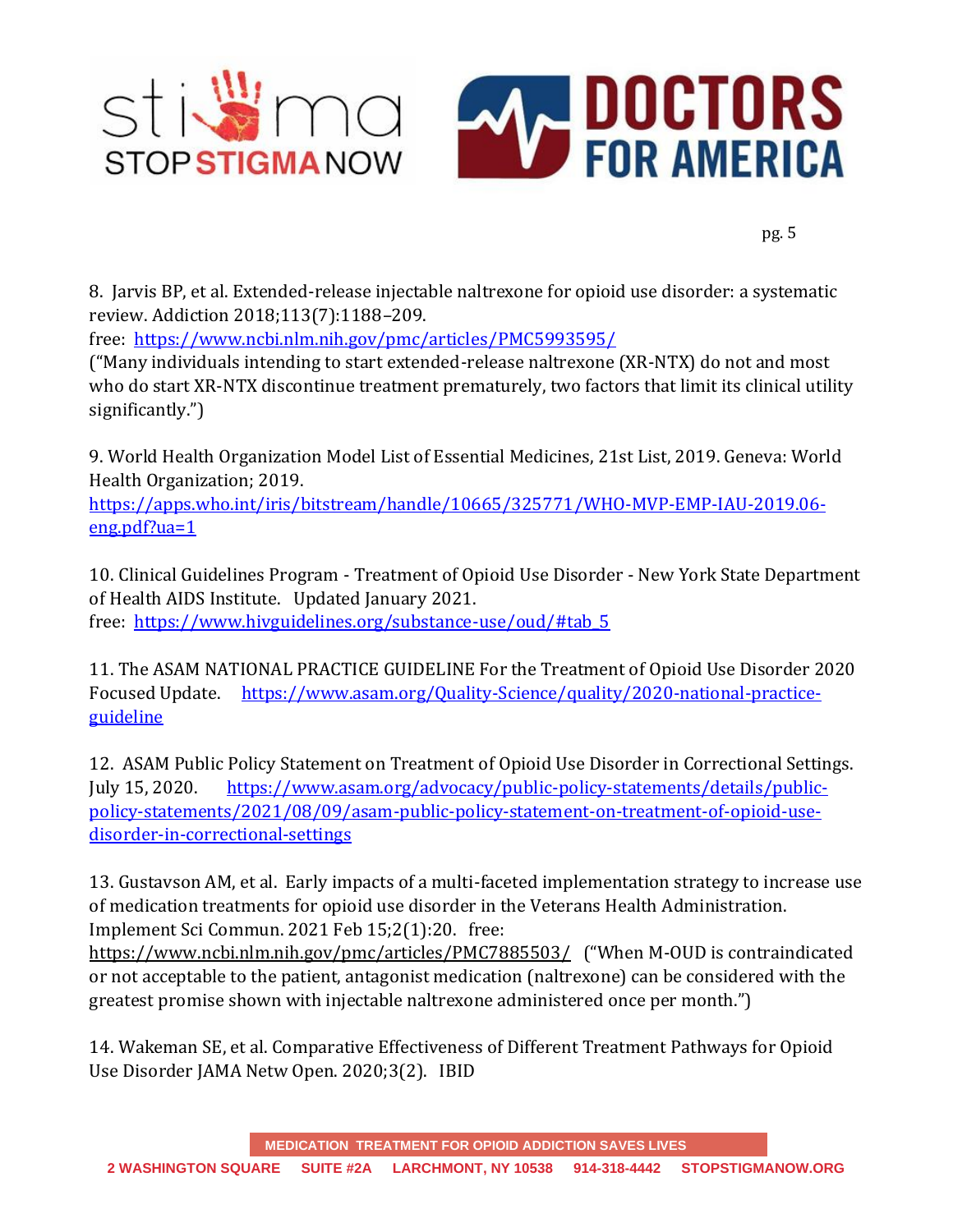8. Jarvis BP, et al. Extended-release injectable naltrexone for opioid use disorder: a systematic review. Addiction 2018;113(7):1188–209.
free: https://www.ncbi.nlm.nih.gov/pmc/articles/PMC5993595/
("Many individuals intending to start extended-release naltrexone (XR-NTX) do not and most who do start XR-NTX discontinue treatment prematurely, two factors that limit its clinical utility significantly.")

9. World Health Organization Model List of Essential Medicines, 21st List, 2019. Geneva: World Health Organization; 2019.
https://apps.who.int/iris/bitstream/handle/10665/325771/WHO-MVP-EMP-IAU-2019.06-eng.pdf?ua=1

10. Clinical Guidelines Program - Treatment of Opioid Use Disorder - New York State Department of Health AIDS Institute. Updated January 2021.
free: https://www.hivguidelines.org/substance-use/oud/#tab_5

11. The ASAM NATIONAL PRACTICE GUIDELINE For the Treatment of Opioid Use Disorder 2020 Focused Update. https://www.asam.org/Quality-Science/quality/2020-national-practice-guideline

12. ASAM Public Policy Statement on Treatment of Opioid Use Disorder in Correctional Settings. July 15, 2020. https://www.asam.org/advocacy/public-policy-statements/details/public-policy-statements/2021/08/09/asam-public-policy-statement-on-treatment-of-opioid-use-disorder-in-correctional-settings

13. Gustavson AM, et al. Early impacts of a multi-faceted implementation strategy to increase use of medication treatments for opioid use disorder in the Veterans Health Administration. Implement Sci Commun. 2021 Feb 15;2(1):20. free: https://www.ncbi.nlm.nih.gov/pmc/articles/PMC7885503/ ("When M-OUD is contraindicated or not acceptable to the patient, antagonist medication (naltrexone) can be considered with the greatest promise shown with injectable naltrexone administered once per month.")

14. Wakeman SE, et al. Comparative Effectiveness of Different Treatment Pathways for Opioid Use Disorder JAMA Netw Open. 2020;3(2). IBID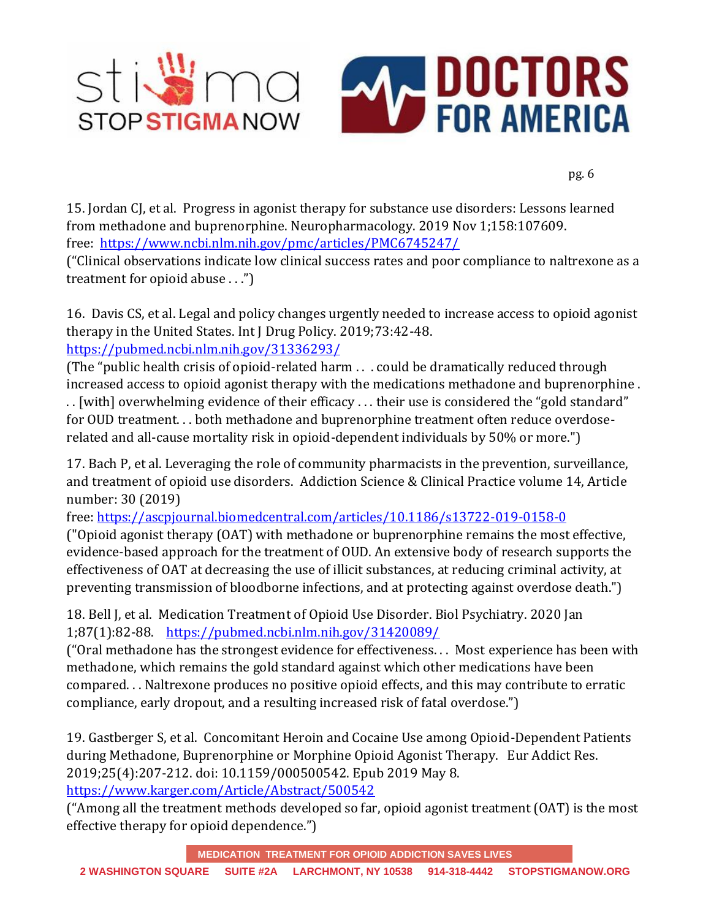15. Jordan CJ, et al. Progress in agonist therapy for substance use disorders: Lessons learned from methadone and buprenorphine. Neuropharmacology. 2019 Nov 1;158:107609.
free: https://www.ncbi.nlm.nih.gov/pmc/articles/PMC6745247/
("Clinical observations indicate low clinical success rates and poor compliance to naltrexone as a treatment for opioid abuse . . .")

16. Davis CS, et al. Legal and policy changes urgently needed to increase access to opioid agonist therapy in the United States. Int J Drug Policy. 2019;73:42-48.
https://pubmed.ncbi.nlm.nih.gov/31336293/
(The "public health crisis of opioid-related harm . . . could be dramatically reduced through increased access to opioid agonist therapy with the medications methadone and buprenorphine . . . [with] overwhelming evidence of their efficacy . . . their use is considered the "gold standard" for OUD treatment. . . both methadone and buprenorphine treatment often reduce overdose-related and all-cause mortality risk in opioid-dependent individuals by 50% or more.")

17. Bach P, et al. Leveraging the role of community pharmacists in the prevention, surveillance, and treatment of opioid use disorders. Addiction Science & Clinical Practice volume 14, Article number: 30 (2019)
free: https://ascpjournal.biomedcentral.com/articles/10.1186/s13722-019-0158-0
("Opioid agonist therapy (OAT) with methadone or buprenorphine remains the most effective, evidence-based approach for the treatment of OUD. An extensive body of research supports the effectiveness of OAT at decreasing the use of illicit substances, at reducing criminal activity, at preventing transmission of bloodborne infections, and at protecting against overdose death.")

18. Bell J, et al. Medication Treatment of Opioid Use Disorder. Biol Psychiatry. 2020 Jan 1;87(1):82-88. https://pubmed.ncbi.nlm.nih.gov/31420089/
("Oral methadone has the strongest evidence for effectiveness. . . Most experience has been with methadone, which remains the gold standard against which other medications have been compared. . . Naltrexone produces no positive opioid effects, and this may contribute to erratic compliance, early dropout, and a resulting increased risk of fatal overdose.")

19. Gastberger S, et al. Concomitant Heroin and Cocaine Use among Opioid-Dependent Patients during Methadone, Buprenorphine or Morphine Opioid Agonist Therapy. Eur Addict Res. 2019;25(4):207-212. doi: 10.1159/000500542. Epub 2019 May 8.
https://www.karger.com/Article/Abstract/500542
("Among all the treatment methods developed so far, opioid agonist treatment (OAT) is the most effective therapy for opioid dependence.")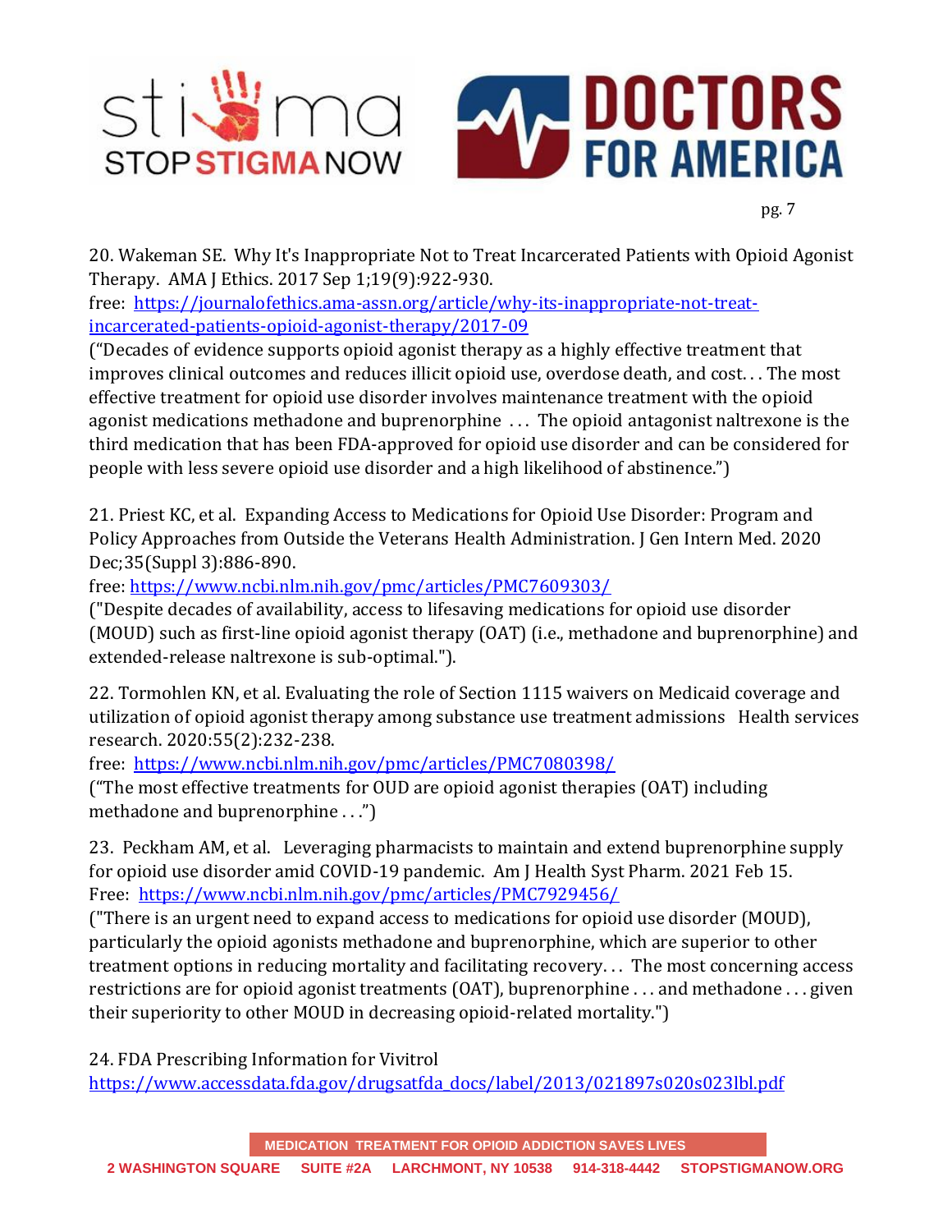20. Wakeman SE. Why It's Inappropriate Not to Treat Incarcerated Patients with Opioid Agonist Therapy. AMA J Ethics. 2017 Sep 1;19(9):922-930.
free: [https://journalofethics.ama-assn.org/article/why-its-inappropriate-not-treat-incarcerated-patients-opioid-agonist-therapy/2017-09](https://journalofethics.ama-assn.org/article/why-its-inappropriate-not-treat-incarcerated-patients-opioid-agonist-therapy/2017-09)
("Decades of evidence supports opioid agonist therapy as a highly effective treatment that improves clinical outcomes and reduces illicit opioid use, overdose death, and cost. . . The most effective treatment for opioid use disorder involves maintenance treatment with the opioid agonist medications methadone and buprenorphine . . . The opioid antagonist naltrexone is the third medication that has been FDA-approved for opioid use disorder and can be considered for people with less severe opioid use disorder and a high likelihood of abstinence.")

21. Priest KC, et al. Expanding Access to Medications for Opioid Use Disorder: Program and Policy Approaches from Outside the Veterans Health Administration. J Gen Intern Med. 2020 Dec;35(Suppl 3):886-890.
free: [https://www.ncbi.nlm.nih.gov/pmc/articles/PMC7609303/](https://www.ncbi.nlm.nih.gov/pmc/articles/PMC7609303/)
("Despite decades of availability, access to lifesaving medications for opioid use disorder (MOUD) such as first-line opioid agonist therapy (OAT) (i.e., methadone and buprenorphine) and extended-release naltrexone is sub-optimal.").

22. Tormohlen KN, et al. Evaluating the role of Section 1115 waivers on Medicaid coverage and utilization of opioid agonist therapy among substance use treatment admissions Health services research. 2020:55(2):232-238.
free: [https://www.ncbi.nlm.nih.gov/pmc/articles/PMC7080398/](https://www.ncbi.nlm.nih.gov/pmc/articles/PMC7080398/)
("The most effective treatments for OUD are opioid agonist therapies (OAT) including methadone and buprenorphine . . .")

23. Peckham AM, et al. Leveraging pharmacists to maintain and extend buprenorphine supply for opioid use disorder amid COVID-19 pandemic. Am J Health Syst Pharm. 2021 Feb 15.
Free: [https://www.ncbi.nlm.nih.gov/pmc/articles/PMC7929456/](https://www.ncbi.nlm.nih.gov/pmc/articles/PMC7929456/)
("There is an urgent need to expand access to medications for opioid use disorder (MOUD), particularly the opioid agonists methadone and buprenorphine, which are superior to other treatment options in reducing mortality and facilitating recovery. . . The most concerning access restrictions are for opioid agonist treatments (OAT), buprenorphine . . . and methadone . . . given their superiority to other MOUD in decreasing opioid-related mortality.")

24. FDA Prescribing Information for Vivitrol
[https://www.accessdata.fda.gov/drugsatfda_docs/label/2013/021897s020s023lbl.pdf](https://www.accessdata.fda.gov/drugsatfda_docs/label/2013/021897s020s023lbl.pdf)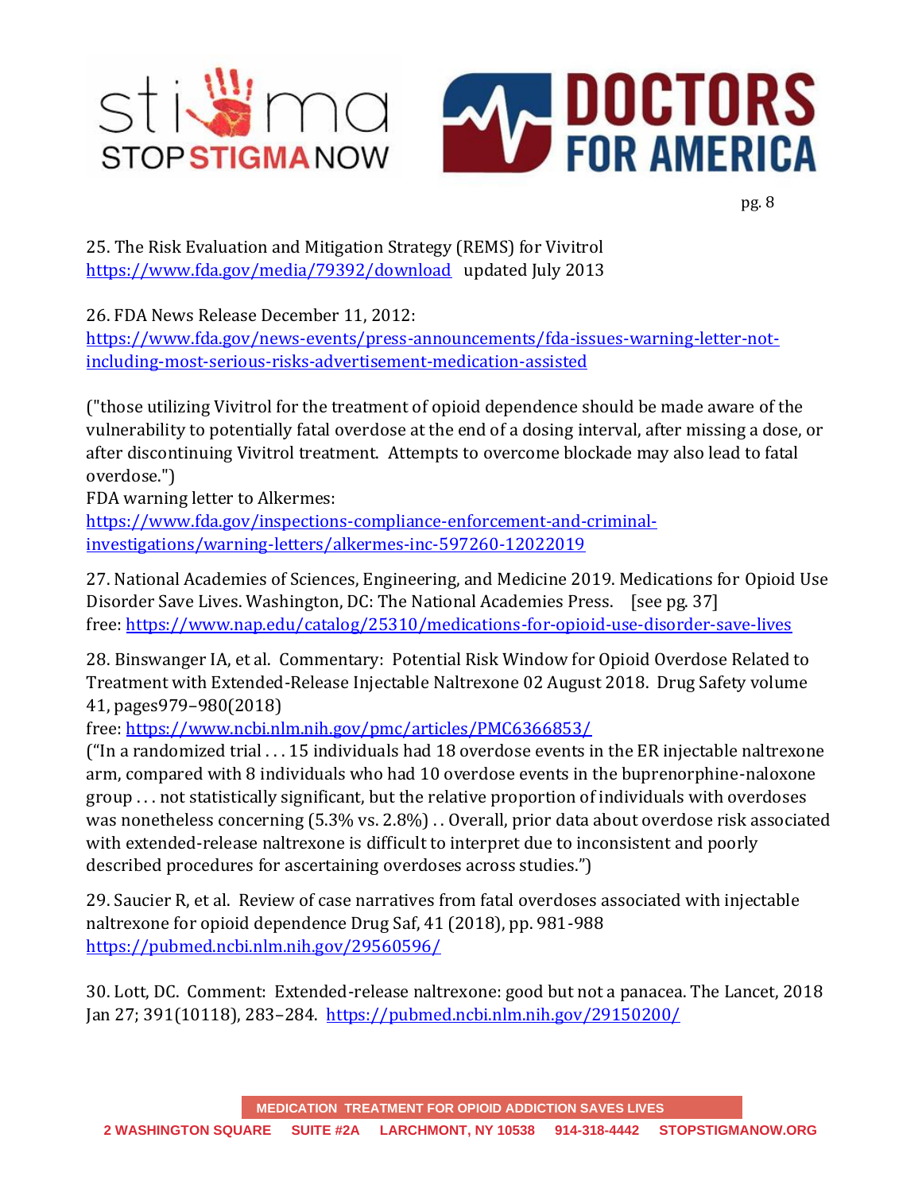25. The Risk Evaluation and Mitigation Strategy (REMS) for Vivitrol https://www.fda.gov/media/79392/download updated July 2013

26. FDA News Release December 11, 2012: https://www.fda.gov/news-events/press-announcements/fda-issues-warning-letter-not-including-most-serious-risks-advertisement-medication-assisted

("those utilizing Vivitrol for the treatment of opioid dependence should be made aware of the vulnerability to potentially fatal overdose at the end of a dosing interval, after missing a dose, or after discontinuing Vivitrol treatment. Attempts to overcome blockade may also lead to fatal overdose.")

FDA warning letter to Alkermes: https://www.fda.gov/inspections-compliance-enforcement-and-criminal-investigations/warning-letters/alkermes-inc-597260-12022019

27. National Academies of Sciences, Engineering, and Medicine 2019. Medications for Opioid Use Disorder Save Lives. Washington, DC: The National Academies Press. [see pg. 37]
free: https://www.nap.edu/catalog/25310/medications-for-opioid-use-disorder-save-lives

28. Binswanger IA, et al. Commentary: Potential Risk Window for Opioid Overdose Related to Treatment with Extended-Release Injectable Naltrexone 02 August 2018. Drug Safety volume 41, pages979–980(2018)
free: https://www.ncbi.nlm.nih.gov/pmc/articles/PMC6366853/
("In a randomized trial . . . 15 individuals had 18 overdose events in the ER injectable naltrexone arm, compared with 8 individuals who had 10 overdose events in the buprenorphine-naloxone group . . . not statistically significant, but the relative proportion of individuals with overdoses was nonetheless concerning (5.3% vs. 2.8%) . . Overall, prior data about overdose risk associated with extended-release naltrexone is difficult to interpret due to inconsistent and poorly described procedures for ascertaining overdoses across studies.")

29. Saucier R, et al. Review of case narratives from fatal overdoses associated with injectable naltrexone for opioid dependence Drug Saf, 41 (2018), pp. 981-988
https://pubmed.ncbi.nlm.nih.gov/29560596/

30. Lott, DC. Comment: Extended-release naltrexone: good but not a panacea. The Lancet, 2018 Jan 27; 391(10118), 283–284. https://pubmed.ncbi.nlm.nih.gov/29150200/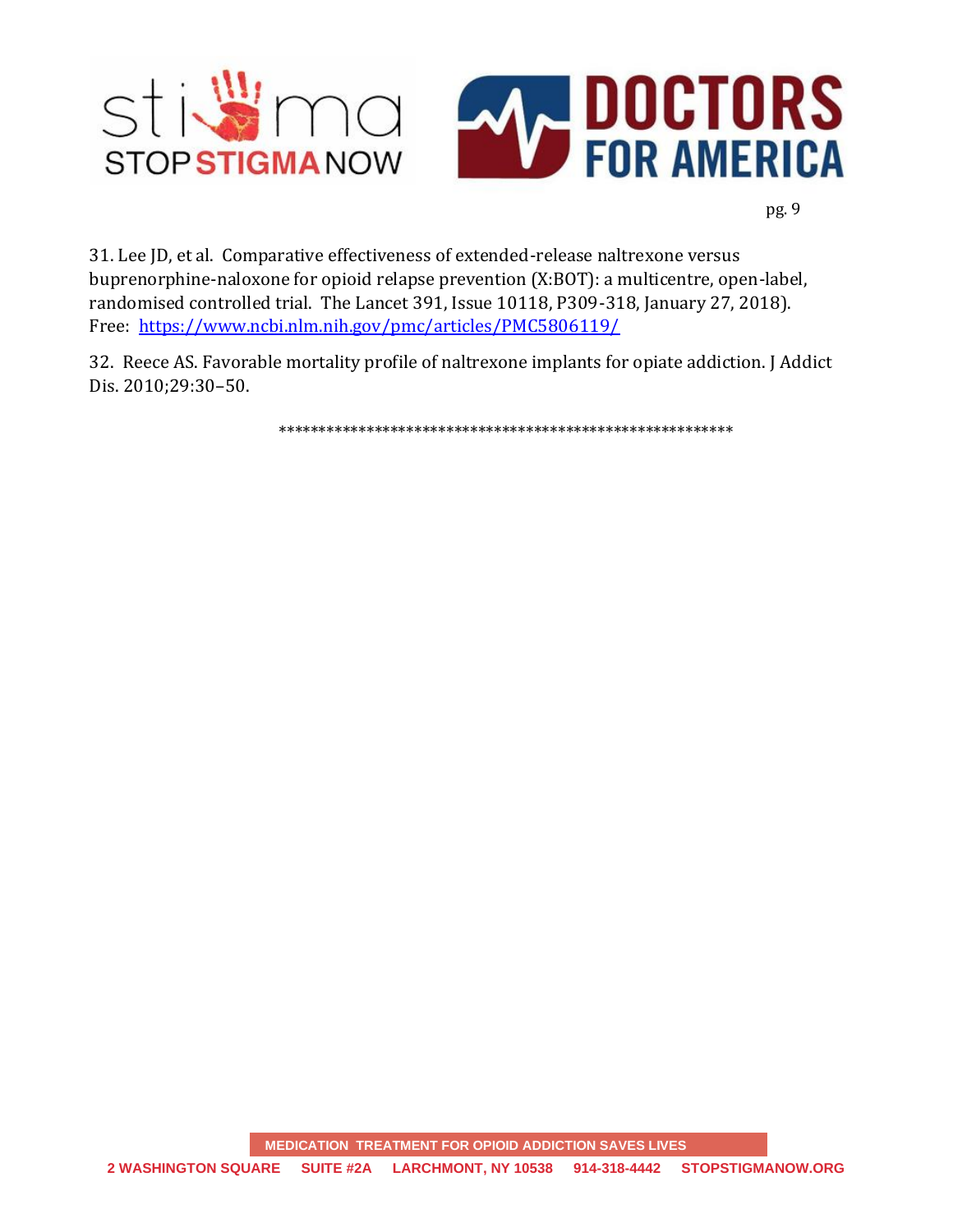31. Lee JD, et al. Comparative effectiveness of extended-release naltrexone versus buprenorphine-naloxone for opioid relapse prevention (X:BOT): a multicentre, open-label, randomised controlled trial. The Lancet 391, Issue 10118, P309-318, January 27, 2018). Free: https://www.ncbi.nlm.nih.gov/pmc/articles/PMC5806119/

32. Reece AS. Favorable mortality profile of naltrexone implants for opiate addiction. J Addict Dis. 2010;29:30–50.

*********************************************************